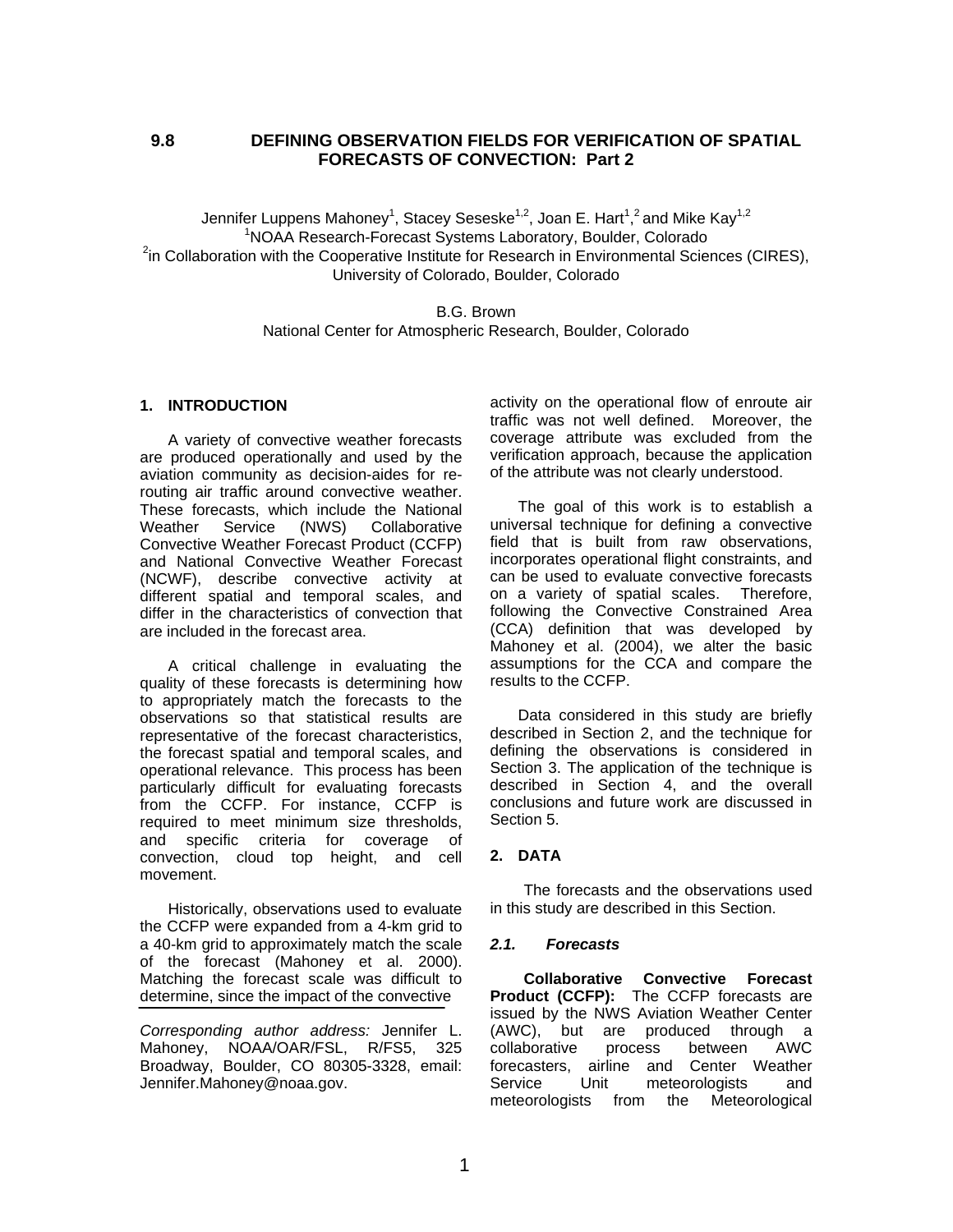# 9.8 DEFINING OBSERVATION FIELDS FOR VERIFICATION OF SPATIAL FORECASTS OF CONVECTION: Part 2

Jennifer Luppens Mahoney[1], Stacey Seseske[1,2], Joan E. Hart[1,2] and Mike Kay[1,2]
[1]NOAA Research-Forecast Systems Laboratory, Boulder, Colorado
[2]in Collaboration with the Cooperative Institute for Research in Environmental Sciences (CIRES), University of Colorado, Boulder, Colorado

B.G. Brown
National Center for Atmospheric Research, Boulder, Colorado

## 1. INTRODUCTION

A variety of convective weather forecasts are produced operationally and used by the aviation community as decision-aides for re-routing air traffic around convective weather. These forecasts, which include the National Weather Service (NWS) Collaborative Convective Weather Forecast Product (CCFP) and National Convective Weather Forecast (NCWF), describe convective activity at different spatial and temporal scales, and differ in the characteristics of convection that are included in the forecast area.

A critical challenge in evaluating the quality of these forecasts is determining how to appropriately match the forecasts to the observations so that statistical results are representative of the forecast characteristics, the forecast spatial and temporal scales, and operational relevance. This process has been particularly difficult for evaluating forecasts from the CCFP. For instance, CCFP is required to meet minimum size thresholds, and specific criteria for coverage of convection, cloud top height, and cell movement.

Historically, observations used to evaluate the CCFP were expanded from a 4-km grid to a 40-km grid to approximately match the scale of the forecast (Mahoney et al. 2000). Matching the forecast scale was difficult to determine, since the impact of the convective activity on the operational flow of enroute air traffic was not well defined. Moreover, the coverage attribute was excluded from the verification approach, because the application of the attribute was not clearly understood.

The goal of this work is to establish a universal technique for defining a convective field that is built from raw observations, incorporates operational flight constraints, and can be used to evaluate convective forecasts on a variety of spatial scales. Therefore, following the Convective Constrained Area (CCA) definition that was developed by Mahoney et al. (2004), we alter the basic assumptions for the CCA and compare the results to the CCFP.

Data considered in this study are briefly described in Section 2, and the technique for defining the observations is considered in Section 3. The application of the technique is described in Section 4, and the overall conclusions and future work are discussed in Section 5.

## 2. DATA

The forecasts and the observations used in this study are described in this Section.

### *2.1. Forecasts*

**Collaborative Convective Forecast Product (CCFP):** The CCFP forecasts are issued by the NWS Aviation Weather Center (AWC), but are produced through a collaborative process between AWC forecasters, airline and Center Weather Service Unit meteorologists and meteorologists from the Meteorological

*Corresponding author address:* Jennifer L. Mahoney, NOAA/OAR/FSL, R/FS5, 325 Broadway, Boulder, CO 80305-3328, email: Jennifer.Mahoney@noaa.gov.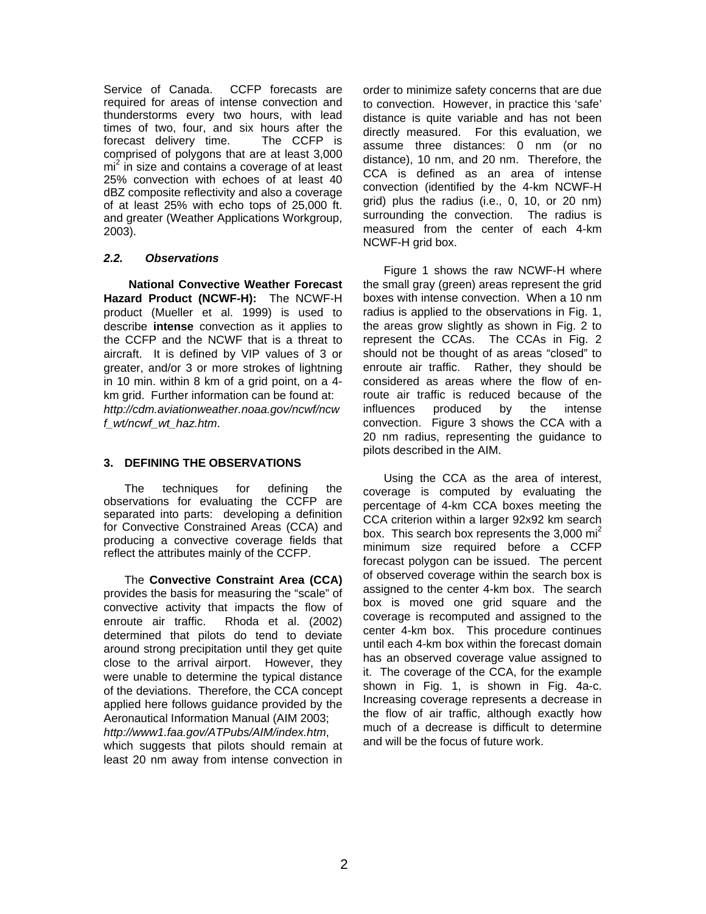Service of Canada. CCFP forecasts are required for areas of intense convection and thunderstorms every two hours, with lead times of two, four, and six hours after the forecast delivery time. The CCFP is comprised of polygons that are at least 3,000 $mi^2$ in size and contains a coverage of at least 25% convection with echoes of at least 40 dBZ composite reflectivity and also a coverage of at least 25% with echo tops of 25,000 ft. and greater (Weather Applications Workgroup, 2003).

### *2.2. Observations*

**National Convective Weather Forecast Hazard Product (NCWF-H):** The NCWF-H product (Mueller et al. 1999) is used to describe **intense** convection as it applies to the CCFP and the NCWF that is a threat to aircraft. It is defined by VIP values of 3 or greater, and/or 3 or more strokes of lightning in 10 min. within 8 km of a grid point, on a 4-km grid. Further information can be found at: *http://cdm.aviationweather.noaa.gov/ncwf/ncwf_wt/ncwf_wt_haz.htm*.

## 3. DEFINING THE OBSERVATIONS

The techniques for defining the observations for evaluating the CCFP are separated into parts: developing a definition for Convective Constrained Areas (CCA) and producing a convective coverage fields that reflect the attributes mainly of the CCFP.

The **Convective Constraint Area (CCA)** provides the basis for measuring the "scale" of convective activity that impacts the flow of enroute air traffic. Rhoda et al. (2002) determined that pilots do tend to deviate around strong precipitation until they get quite close to the arrival airport. However, they were unable to determine the typical distance of the deviations. Therefore, the CCA concept applied here follows guidance provided by the Aeronautical Information Manual (AIM 2003; *http://www1.faa.gov/ATPubs/AIM/index.htm*, which suggests that pilots should remain at least 20 nm away from intense convection in order to minimize safety concerns that are due to convection. However, in practice this 'safe' distance is quite variable and has not been directly measured. For this evaluation, we assume three distances: 0 nm (or no distance), 10 nm, and 20 nm. Therefore, the CCA is defined as an area of intense convection (identified by the 4-km NCWF-H grid) plus the radius (i.e., 0, 10, or 20 nm) surrounding the convection. The radius is measured from the center of each 4-km NCWF-H grid box.

Figure 1 shows the raw NCWF-H where the small gray (green) areas represent the grid boxes with intense convection. When a 10 nm radius is applied to the observations in Fig. 1, the areas grow slightly as shown in Fig. 2 to represent the CCAs. The CCAs in Fig. 2 should not be thought of as areas "closed" to enroute air traffic. Rather, they should be considered as areas where the flow of en-route air traffic is reduced because of the influences produced by the intense convection. Figure 3 shows the CCA with a 20 nm radius, representing the guidance to pilots described in the AIM.

Using the CCA as the area of interest, coverage is computed by evaluating the percentage of 4-km CCA boxes meeting the CCA criterion within a larger 92x92 km search box. This search box represents the 3,000 $mi^2$ minimum size required before a CCFP forecast polygon can be issued. The percent of observed coverage within the search box is assigned to the center 4-km box. The search box is moved one grid square and the coverage is recomputed and assigned to the center 4-km box. This procedure continues until each 4-km box within the forecast domain has an observed coverage value assigned to it. The coverage of the CCA, for the example shown in Fig. 1, is shown in Fig. 4a-c. Increasing coverage represents a decrease in the flow of air traffic, although exactly how much of a decrease is difficult to determine and will be the focus of future work.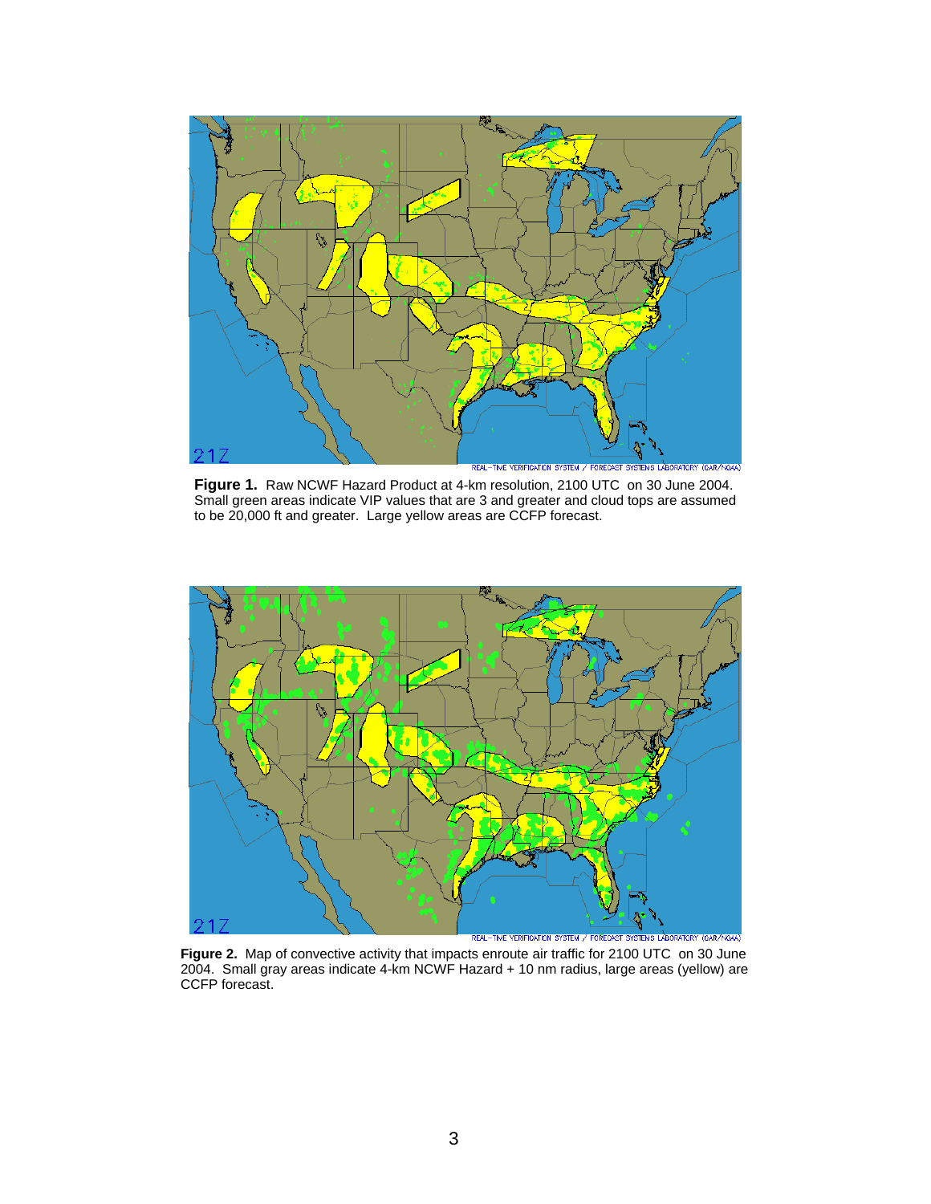**Figure 1.** Raw NCWF Hazard Product at 4-km resolution, 2100 UTC on 30 June 2004. Small green areas indicate VIP values that are 3 and greater and cloud tops are assumed to be 20,000 ft and greater. Large yellow areas are CCFP forecast.

**Figure 2.** Map of convective activity that impacts enroute air traffic for 2100 UTC on 30 June 2004. Small gray areas indicate 4-km NCWF Hazard + 10 nm radius, large areas (yellow) are CCFP forecast.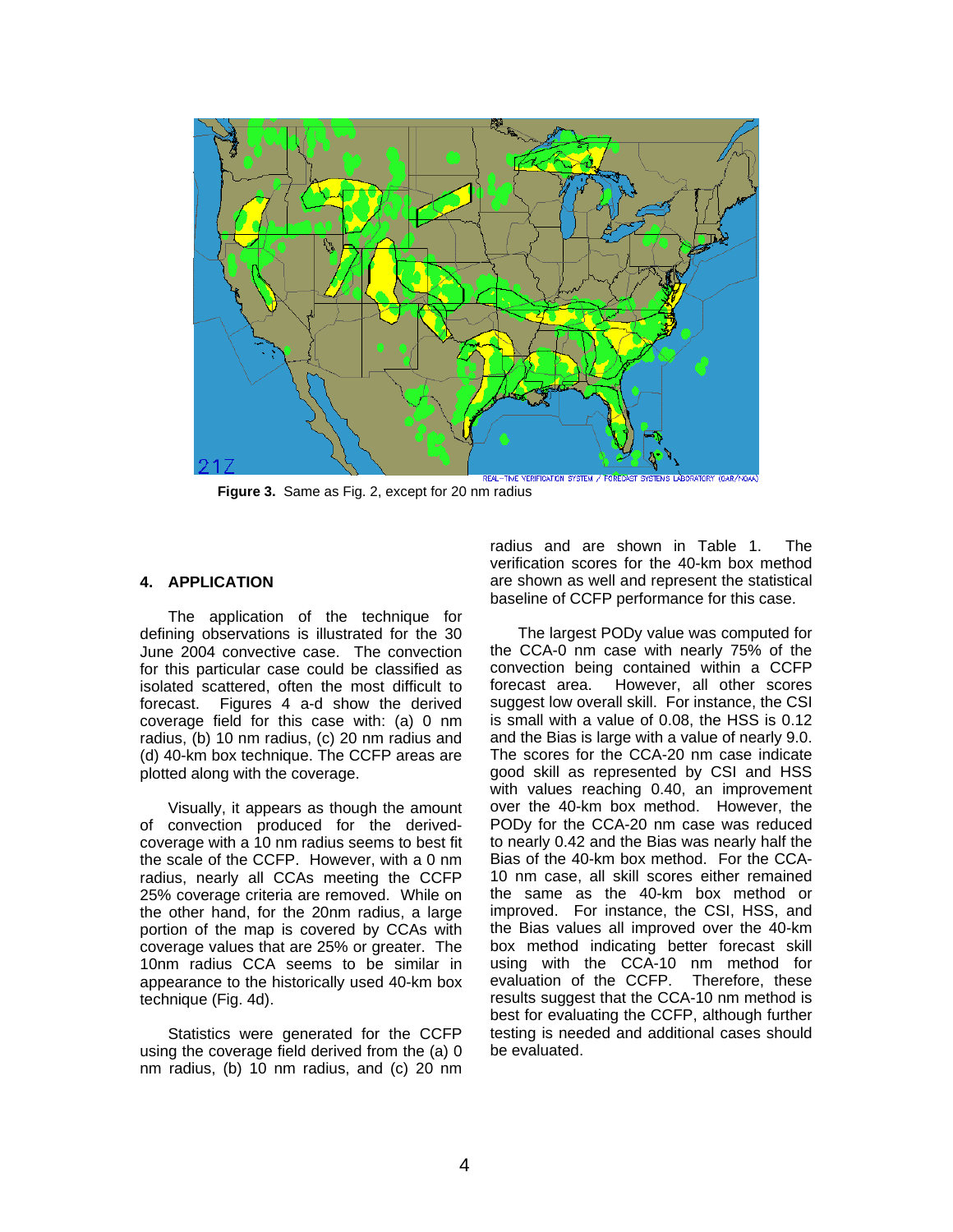Figure 3. Same as Fig. 2, except for 20 nm radius

## 4. APPLICATION

The application of the technique for defining observations is illustrated for the 30 June 2004 convective case. The convection for this particular case could be classified as isolated scattered, often the most difficult to forecast. Figures 4 a-d show the derived coverage field for this case with: (a) 0 nm radius, (b) 10 nm radius, (c) 20 nm radius and (d) 40-km box technique. The CCFP areas are plotted along with the coverage.

Visually, it appears as though the amount of convection produced for the derived-coverage with a 10 nm radius seems to best fit the scale of the CCFP. However, with a 0 nm radius, nearly all CCAs meeting the CCFP 25% coverage criteria are removed. While on the other hand, for the 20nm radius, a large portion of the map is covered by CCAs with coverage values that are 25% or greater. The 10nm radius CCA seems to be similar in appearance to the historically used 40-km box technique (Fig. 4d).

Statistics were generated for the CCFP using the coverage field derived from the (a) 0 nm radius, (b) 10 nm radius, and (c) 20 nm radius and are shown in Table 1. The verification scores for the 40-km box method are shown as well and represent the statistical baseline of CCFP performance for this case.

The largest PODy value was computed for the CCA-0 nm case with nearly 75% of the convection being contained within a CCFP forecast area. However, all other scores suggest low overall skill. For instance, the CSI is small with a value of 0.08, the HSS is 0.12 and the Bias is large with a value of nearly 9.0. The scores for the CCA-20 nm case indicate good skill as represented by CSI and HSS with values reaching 0.40, an improvement over the 40-km box method. However, the PODy for the CCA-20 nm case was reduced to nearly 0.42 and the Bias was nearly half the Bias of the 40-km box method. For the CCA-10 nm case, all skill scores either remained the same as the 40-km box method or improved. For instance, the CSI, HSS, and the Bias values all improved over the 40-km box method indicating better forecast skill using with the CCA-10 nm method for evaluation of the CCFP. Therefore, these results suggest that the CCA-10 nm method is best for evaluating the CCFP, although further testing is needed and additional cases should be evaluated.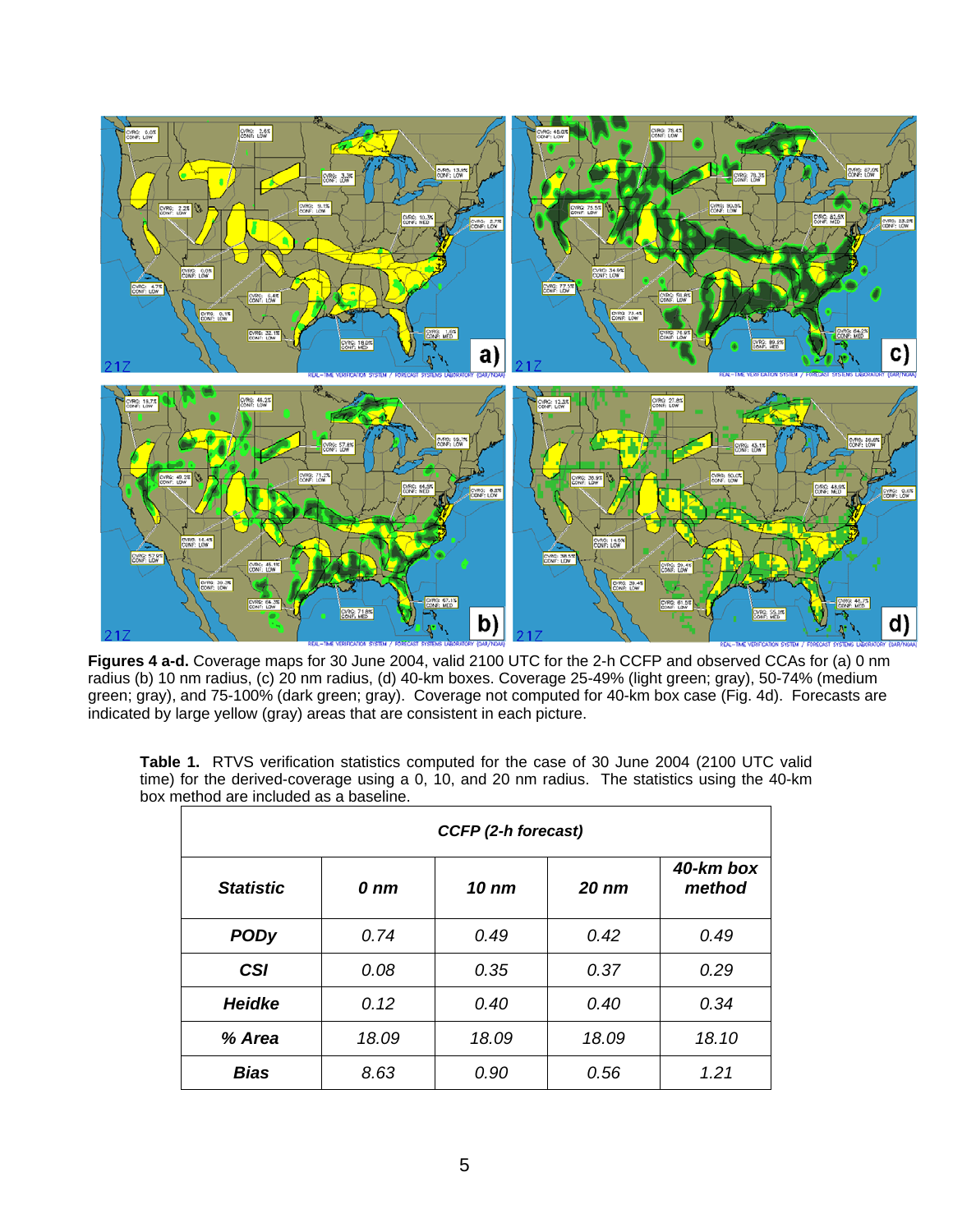**Figures 4 a-d.** Coverage maps for 30 June 2004, valid 2100 UTC for the 2-h CCFP and observed CCAs for (a) 0 nm radius (b) 10 nm radius, (c) 20 nm radius, (d) 40-km boxes. Coverage 25-49% (light green; gray), 50-74% (medium green; gray), and 75-100% (dark green; gray). Coverage not computed for 40-km box case (Fig. 4d). Forecasts are indicated by large yellow (gray) areas that are consistent in each picture.

**Table 1.** RTVS verification statistics computed for the case of 30 June 2004 (2100 UTC valid time) for the derived-coverage using a 0, 10, and 20 nm radius. The statistics using the 40-km box method are included as a baseline.

| | *CCFP (2-h forecast)* | | | |
|---|---|---|---|---|
| ***Statistic*** | ***0 nm*** | ***10 nm*** | ***20 nm*** | ***40-km box method*** |
| ***PODy*** | *0.74* | *0.49* | *0.42* | *0.49* |
| ***CSI*** | *0.08* | *0.35* | *0.37* | *0.29* |
| ***Heidke*** | *0.12* | *0.40* | *0.40* | *0.34* |
| ***% Area*** | *18.09* | *18.09* | *18.09* | *18.10* |
| ***Bias*** | *8.63* | *0.90* | *0.56* | *1.21* |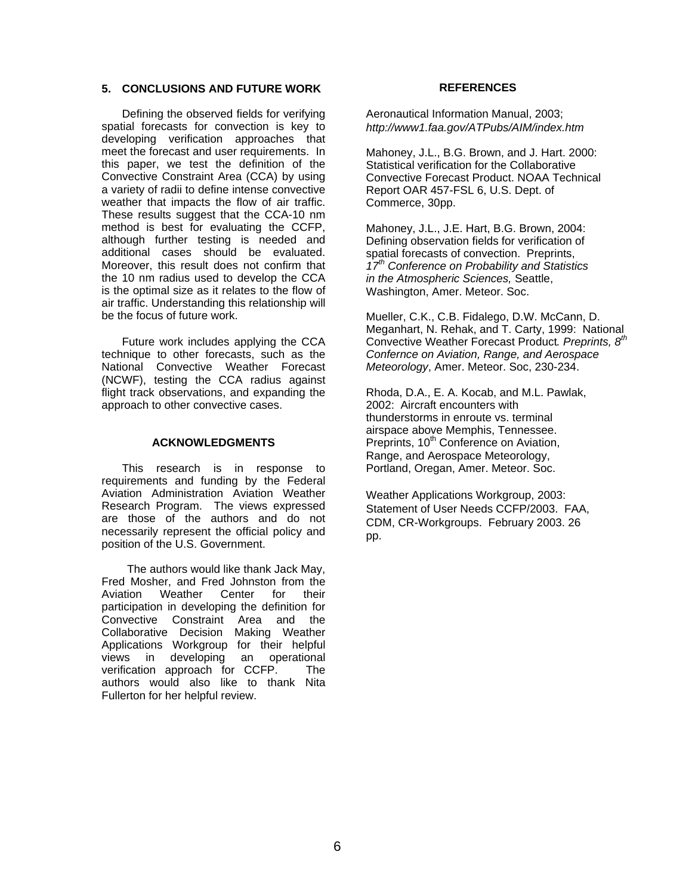## 5. CONCLUSIONS AND FUTURE WORK

Defining the observed fields for verifying spatial forecasts for convection is key to developing verification approaches that meet the forecast and user requirements. In this paper, we test the definition of the Convective Constraint Area (CCA) by using a variety of radii to define intense convective weather that impacts the flow of air traffic. These results suggest that the CCA-10 nm method is best for evaluating the CCFP, although further testing is needed and additional cases should be evaluated. Moreover, this result does not confirm that the 10 nm radius used to develop the CCA is the optimal size as it relates to the flow of air traffic. Understanding this relationship will be the focus of future work.

Future work includes applying the CCA technique to other forecasts, such as the National Convective Weather Forecast (NCWF), testing the CCA radius against flight track observations, and expanding the approach to other convective cases.

## ACKNOWLEDGMENTS

This research is in response to requirements and funding by the Federal Aviation Administration Aviation Weather Research Program. The views expressed are those of the authors and do not necessarily represent the official policy and position of the U.S. Government.

The authors would like thank Jack May, Fred Mosher, and Fred Johnston from the Aviation Weather Center for their participation in developing the definition for Convective Constraint Area and the Collaborative Decision Making Weather Applications Workgroup for their helpful views in developing an operational verification approach for CCFP. The authors would also like to thank Nita Fullerton for her helpful review.

## REFERENCES

Aeronautical Information Manual, 2003; *http://www1.faa.gov/ATPubs/AIM/index.htm*

Mahoney, J.L., B.G. Brown, and J. Hart. 2000: Statistical verification for the Collaborative Convective Forecast Product. NOAA Technical Report OAR 457-FSL 6, U.S. Dept. of Commerce, 30pp.

Mahoney, J.L., J.E. Hart, B.G. Brown, 2004: Defining observation fields for verification of spatial forecasts of convection. Preprints, *17th Conference on Probability and Statistics in the Atmospheric Sciences,* Seattle, Washington, Amer. Meteor. Soc.

Mueller, C.K., C.B. Fidalego, D.W. McCann, D. Meganhart, N. Rehak, and T. Carty, 1999: National Convective Weather Forecast Product. *Preprints, 8th Confernce on Aviation, Range, and Aerospace Meteorology*, Amer. Meteor. Soc, 230-234.

Rhoda, D.A., E. A. Kocab, and M.L. Pawlak, 2002: Aircraft encounters with thunderstorms in enroute vs. terminal airspace above Memphis, Tennessee. Preprints, 10th Conference on Aviation, Range, and Aerospace Meteorology, Portland, Oregan, Amer. Meteor. Soc.

Weather Applications Workgroup, 2003: Statement of User Needs CCFP/2003. FAA, CDM, CR-Workgroups. February 2003. 26 pp.